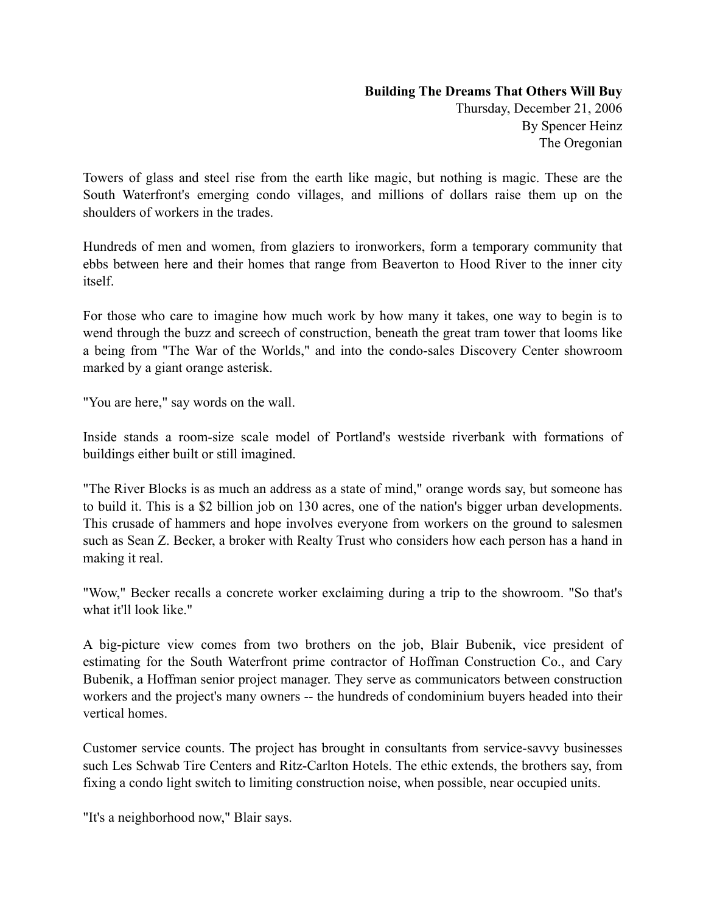**Building The Dreams That Others Will Buy**
Thursday, December 21, 2006
By Spencer Heinz
The Oregonian

Towers of glass and steel rise from the earth like magic, but nothing is magic. These are the South Waterfront's emerging condo villages, and millions of dollars raise them up on the shoulders of workers in the trades.

Hundreds of men and women, from glaziers to ironworkers, form a temporary community that ebbs between here and their homes that range from Beaverton to Hood River to the inner city itself.

For those who care to imagine how much work by how many it takes, one way to begin is to wend through the buzz and screech of construction, beneath the great tram tower that looms like a being from "The War of the Worlds," and into the condo-sales Discovery Center showroom marked by a giant orange asterisk.

"You are here," say words on the wall.

Inside stands a room-size scale model of Portland's westside riverbank with formations of buildings either built or still imagined.

"The River Blocks is as much an address as a state of mind," orange words say, but someone has to build it. This is a $2 billion job on 130 acres, one of the nation's bigger urban developments. This crusade of hammers and hope involves everyone from workers on the ground to salesmen such as Sean Z. Becker, a broker with Realty Trust who considers how each person has a hand in making it real.

"Wow," Becker recalls a concrete worker exclaiming during a trip to the showroom. "So that's what it'll look like."

A big-picture view comes from two brothers on the job, Blair Bubenik, vice president of estimating for the South Waterfront prime contractor of Hoffman Construction Co., and Cary Bubenik, a Hoffman senior project manager. They serve as communicators between construction workers and the project's many owners -- the hundreds of condominium buyers headed into their vertical homes.

Customer service counts. The project has brought in consultants from service-savvy businesses such Les Schwab Tire Centers and Ritz-Carlton Hotels. The ethic extends, the brothers say, from fixing a condo light switch to limiting construction noise, when possible, near occupied units.

"It's a neighborhood now," Blair says.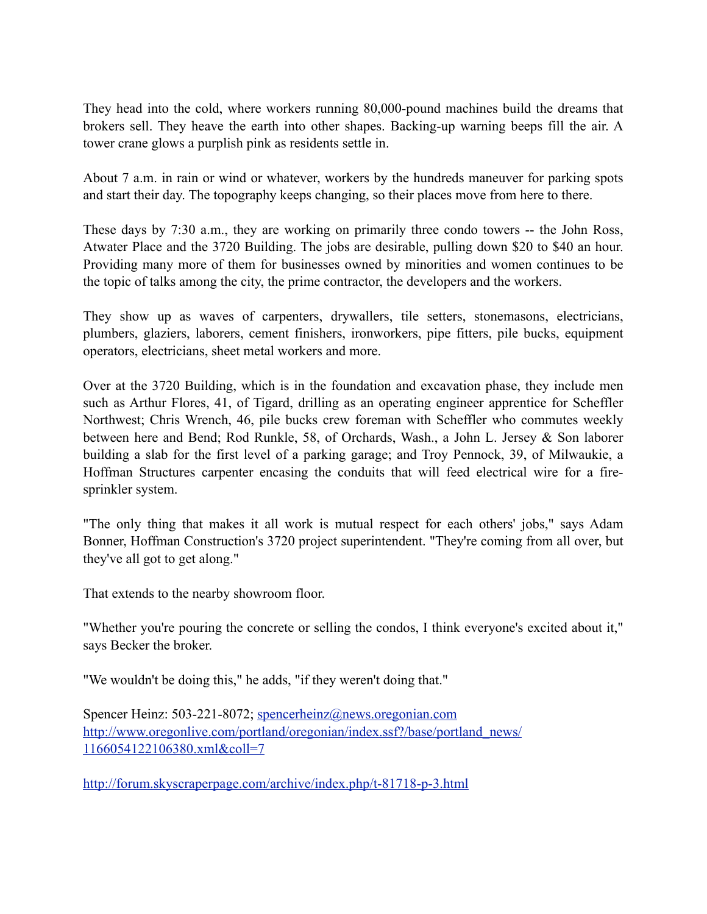They head into the cold, where workers running 80,000-pound machines build the dreams that brokers sell. They heave the earth into other shapes. Backing-up warning beeps fill the air. A tower crane glows a purplish pink as residents settle in.

About 7 a.m. in rain or wind or whatever, workers by the hundreds maneuver for parking spots and start their day. The topography keeps changing, so their places move from here to there.

These days by 7:30 a.m., they are working on primarily three condo towers -- the John Ross, Atwater Place and the 3720 Building. The jobs are desirable, pulling down $20 to $40 an hour. Providing many more of them for businesses owned by minorities and women continues to be the topic of talks among the city, the prime contractor, the developers and the workers.

They show up as waves of carpenters, drywallers, tile setters, stonemasons, electricians, plumbers, glaziers, laborers, cement finishers, ironworkers, pipe fitters, pile bucks, equipment operators, electricians, sheet metal workers and more.

Over at the 3720 Building, which is in the foundation and excavation phase, they include men such as Arthur Flores, 41, of Tigard, drilling as an operating engineer apprentice for Scheffler Northwest; Chris Wrench, 46, pile bucks crew foreman with Scheffler who commutes weekly between here and Bend; Rod Runkle, 58, of Orchards, Wash., a John L. Jersey & Son laborer building a slab for the first level of a parking garage; and Troy Pennock, 39, of Milwaukie, a Hoffman Structures carpenter encasing the conduits that will feed electrical wire for a fire-sprinkler system.

"The only thing that makes it all work is mutual respect for each others' jobs," says Adam Bonner, Hoffman Construction's 3720 project superintendent. "They're coming from all over, but they've all got to get along."

That extends to the nearby showroom floor.

"Whether you're pouring the concrete or selling the condos, I think everyone's excited about it," says Becker the broker.

"We wouldn't be doing this," he adds, "if they weren't doing that."

Spencer Heinz: 503-221-8072; spencerheinz@news.oregonian.com
http://www.oregonlive.com/portland/oregonian/index.ssf?/base/portland_news/1166054122106380.xml&coll=7

http://forum.skyscraperpage.com/archive/index.php/t-81718-p-3.html